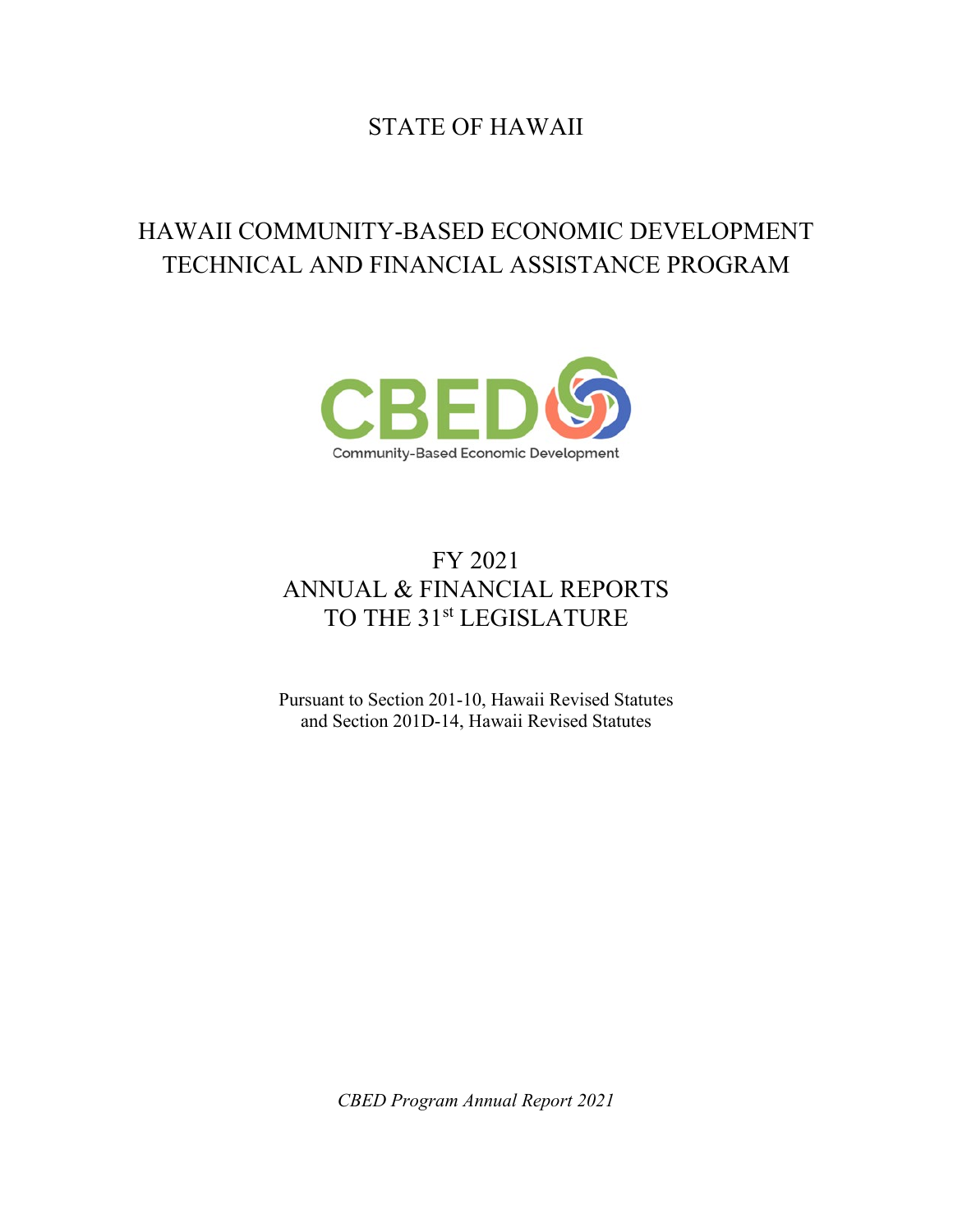# STATE OF HAWAII

# HAWAII COMMUNITY-BASED ECONOMIC DEVELOPMENT TECHNICAL AND FINANCIAL ASSISTANCE PROGRAM

CBED
Community-Based Economic Development

## FY 2021
## ANNUAL & FINANCIAL REPORTS
## TO THE 31st LEGISLATURE

Pursuant to Section 201-10, Hawaii Revised Statutes
and Section 201D-14, Hawaii Revised Statutes

*CBED Program Annual Report 2021*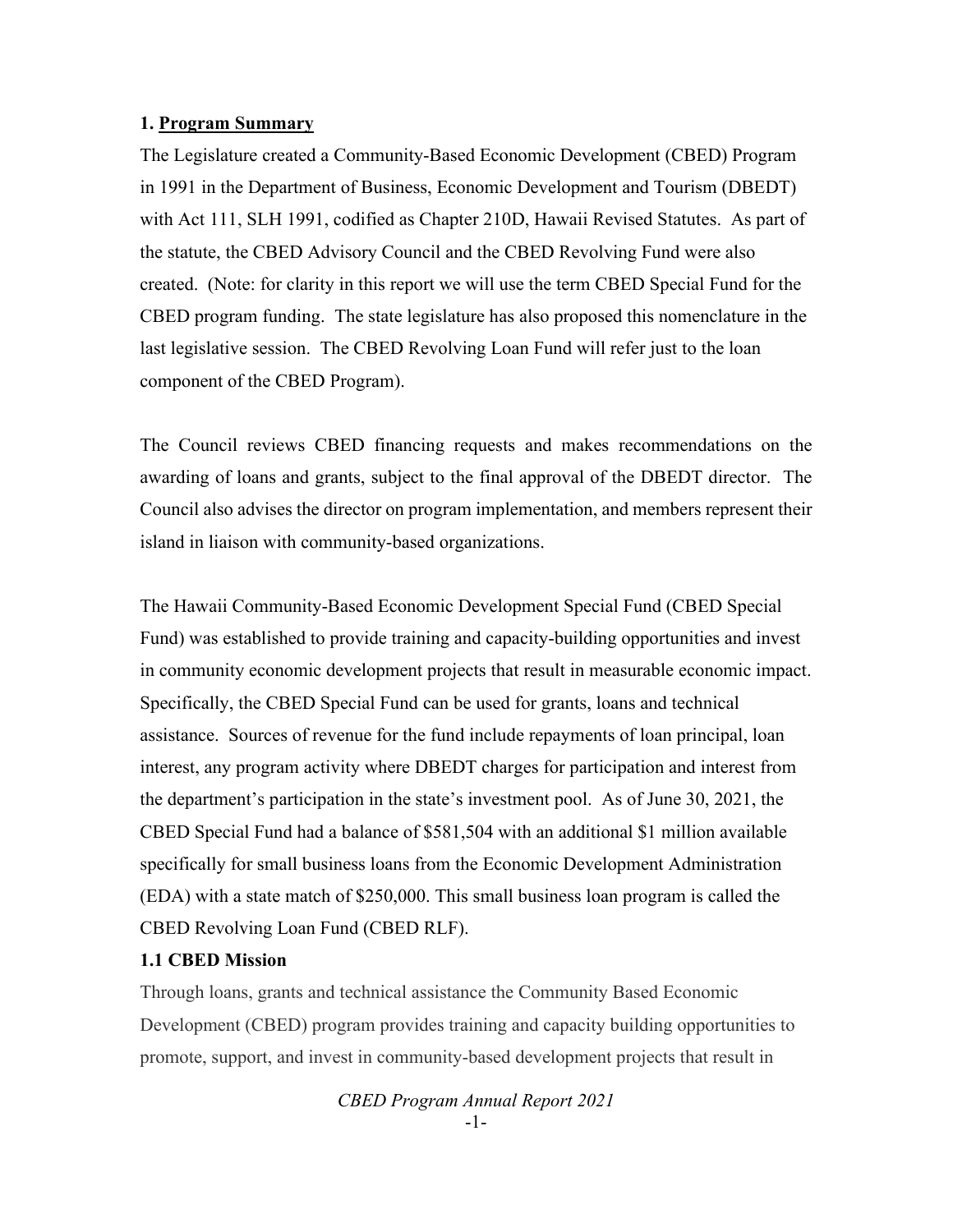## 1. Program Summary

The Legislature created a Community-Based Economic Development (CBED) Program in 1991 in the Department of Business, Economic Development and Tourism (DBEDT) with Act 111, SLH 1991, codified as Chapter 210D, Hawaii Revised Statutes. As part of the statute, the CBED Advisory Council and the CBED Revolving Fund were also created. (Note: for clarity in this report we will use the term CBED Special Fund for the CBED program funding. The state legislature has also proposed this nomenclature in the last legislative session. The CBED Revolving Loan Fund will refer just to the loan component of the CBED Program).

The Council reviews CBED financing requests and makes recommendations on the awarding of loans and grants, subject to the final approval of the DBEDT director. The Council also advises the director on program implementation, and members represent their island in liaison with community-based organizations.

The Hawaii Community-Based Economic Development Special Fund (CBED Special Fund) was established to provide training and capacity-building opportunities and invest in community economic development projects that result in measurable economic impact. Specifically, the CBED Special Fund can be used for grants, loans and technical assistance. Sources of revenue for the fund include repayments of loan principal, loan interest, any program activity where DBEDT charges for participation and interest from the department's participation in the state's investment pool. As of June 30, 2021, the CBED Special Fund had a balance of $581,504 with an additional $1 million available specifically for small business loans from the Economic Development Administration (EDA) with a state match of $250,000. This small business loan program is called the CBED Revolving Loan Fund (CBED RLF).

### 1.1 CBED Mission

Through loans, grants and technical assistance the Community Based Economic Development (CBED) program provides training and capacity building opportunities to promote, support, and invest in community-based development projects that result in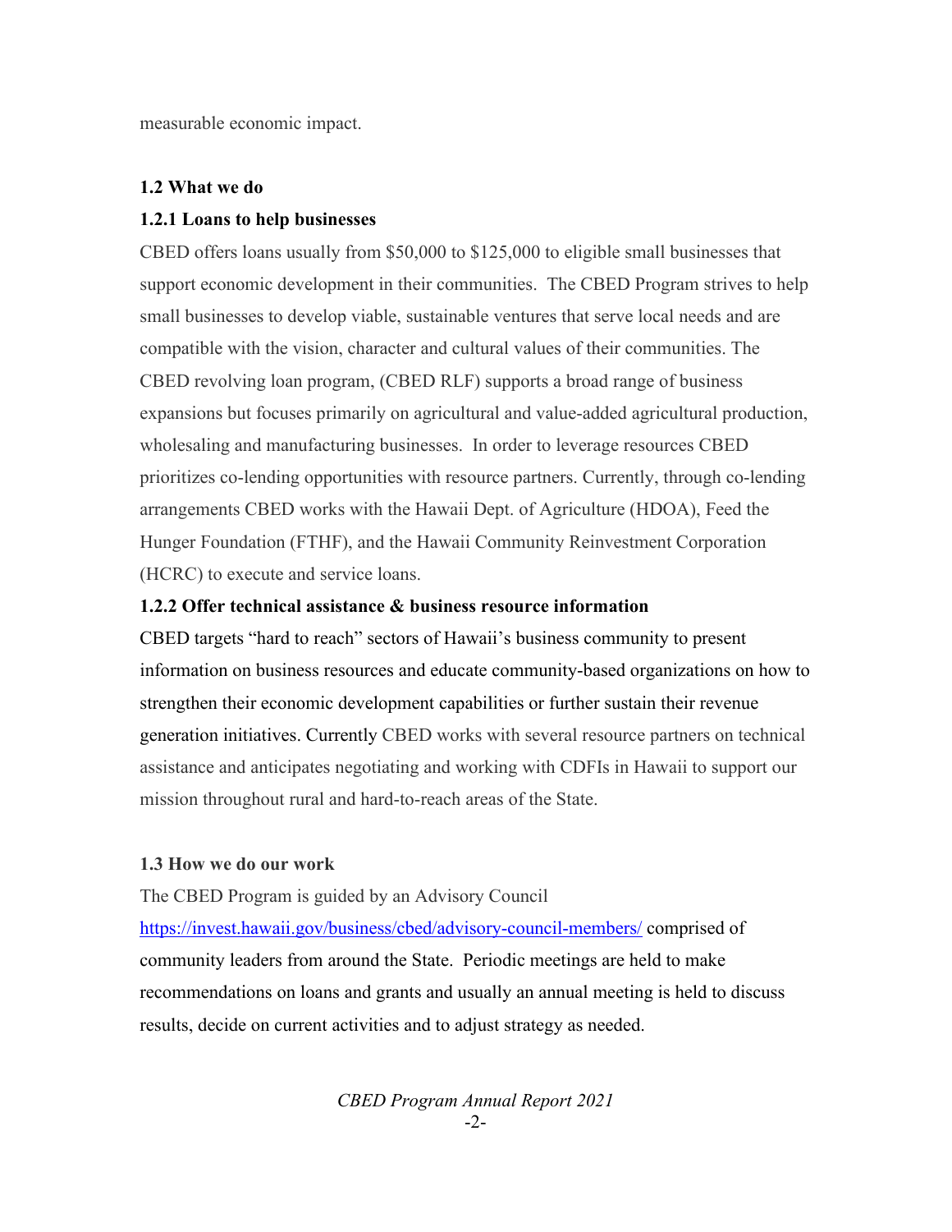measurable economic impact.

### 1.2 What we do

#### 1.2.1 Loans to help businesses

CBED offers loans usually from $50,000 to $125,000 to eligible small businesses that support economic development in their communities. The CBED Program strives to help small businesses to develop viable, sustainable ventures that serve local needs and are compatible with the vision, character and cultural values of their communities. The CBED revolving loan program, (CBED RLF) supports a broad range of business expansions but focuses primarily on agricultural and value-added agricultural production, wholesaling and manufacturing businesses. In order to leverage resources CBED prioritizes co-lending opportunities with resource partners. Currently, through co-lending arrangements CBED works with the Hawaii Dept. of Agriculture (HDOA), Feed the Hunger Foundation (FTHF), and the Hawaii Community Reinvestment Corporation (HCRC) to execute and service loans.

#### 1.2.2 Offer technical assistance & business resource information

CBED targets "hard to reach" sectors of Hawaii's business community to present information on business resources and educate community-based organizations on how to strengthen their economic development capabilities or further sustain their revenue generation initiatives. Currently CBED works with several resource partners on technical assistance and anticipates negotiating and working with CDFIs in Hawaii to support our mission throughout rural and hard-to-reach areas of the State.

### 1.3 How we do our work

The CBED Program is guided by an Advisory Council https://invest.hawaii.gov/business/cbed/advisory-council-members/ comprised of community leaders from around the State. Periodic meetings are held to make recommendations on loans and grants and usually an annual meeting is held to discuss results, decide on current activities and to adjust strategy as needed.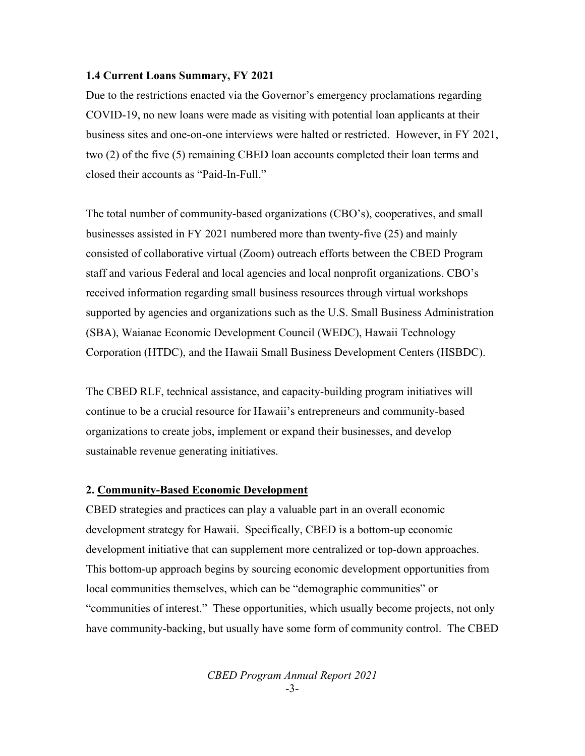### 1.4 Current Loans Summary, FY 2021

Due to the restrictions enacted via the Governor's emergency proclamations regarding COVID-19, no new loans were made as visiting with potential loan applicants at their business sites and one-on-one interviews were halted or restricted. However, in FY 2021, two (2) of the five (5) remaining CBED loan accounts completed their loan terms and closed their accounts as "Paid-In-Full."

The total number of community-based organizations (CBO's), cooperatives, and small businesses assisted in FY 2021 numbered more than twenty-five (25) and mainly consisted of collaborative virtual (Zoom) outreach efforts between the CBED Program staff and various Federal and local agencies and local nonprofit organizations. CBO's received information regarding small business resources through virtual workshops supported by agencies and organizations such as the U.S. Small Business Administration (SBA), Waianae Economic Development Council (WEDC), Hawaii Technology Corporation (HTDC), and the Hawaii Small Business Development Centers (HSBDC).

The CBED RLF, technical assistance, and capacity-building program initiatives will continue to be a crucial resource for Hawaii's entrepreneurs and community-based organizations to create jobs, implement or expand their businesses, and develop sustainable revenue generating initiatives.

## 2. Community-Based Economic Development

CBED strategies and practices can play a valuable part in an overall economic development strategy for Hawaii. Specifically, CBED is a bottom-up economic development initiative that can supplement more centralized or top-down approaches. This bottom-up approach begins by sourcing economic development opportunities from local communities themselves, which can be "demographic communities" or "communities of interest." These opportunities, which usually become projects, not only have community-backing, but usually have some form of community control. The CBED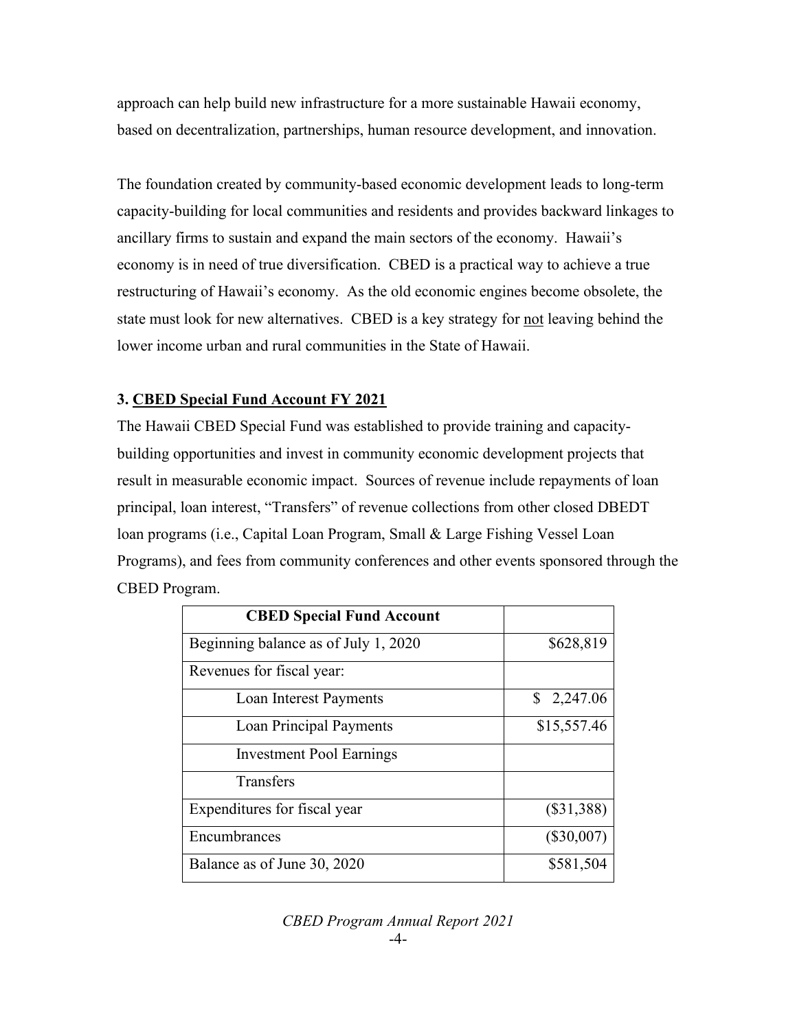approach can help build new infrastructure for a more sustainable Hawaii economy, based on decentralization, partnerships, human resource development, and innovation.

The foundation created by community-based economic development leads to long-term capacity-building for local communities and residents and provides backward linkages to ancillary firms to sustain and expand the main sectors of the economy. Hawaii's economy is in need of true diversification. CBED is a practical way to achieve a true restructuring of Hawaii's economy. As the old economic engines become obsolete, the state must look for new alternatives. CBED is a key strategy for not leaving behind the lower income urban and rural communities in the State of Hawaii.

### 3. CBED Special Fund Account FY 2021

The Hawaii CBED Special Fund was established to provide training and capacity-building opportunities and invest in community economic development projects that result in measurable economic impact. Sources of revenue include repayments of loan principal, loan interest, "Transfers" of revenue collections from other closed DBEDT loan programs (i.e., Capital Loan Program, Small & Large Fishing Vessel Loan Programs), and fees from community conferences and other events sponsored through the CBED Program.

| CBED Special Fund Account | |
|---|---|
| Beginning balance as of July 1, 2020 | $628,819 |
| Revenues for fiscal year: | |
| Loan Interest Payments | $ 2,247.06 |
| Loan Principal Payments | $15,557.46 |
| Investment Pool Earnings | |
| Transfers | |
| Expenditures for fiscal year | ($31,388) |
| Encumbrances | ($30,007) |
| Balance as of June 30, 2020 | $581,504 |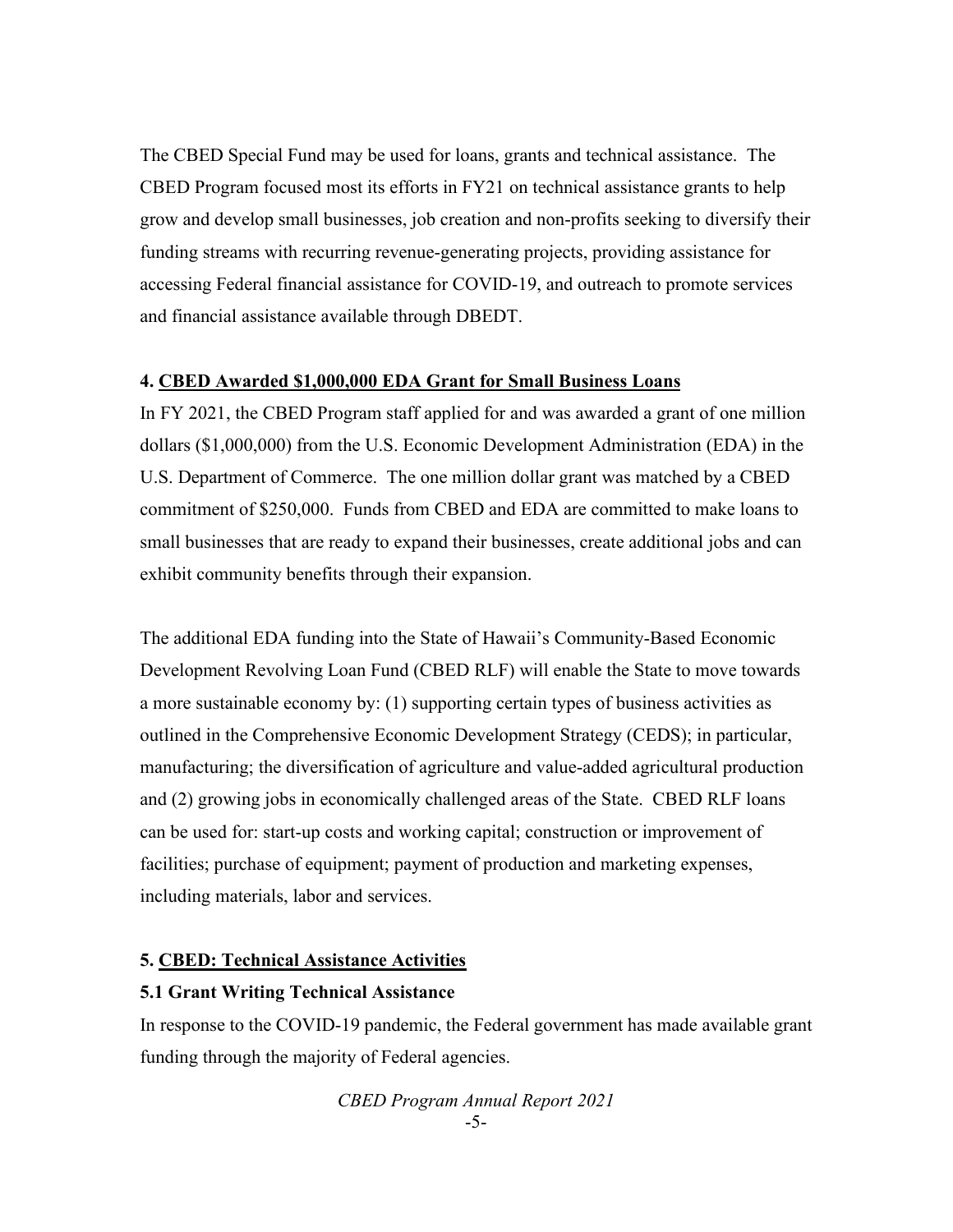The CBED Special Fund may be used for loans, grants and technical assistance. The CBED Program focused most its efforts in FY21 on technical assistance grants to help grow and develop small businesses, job creation and non-profits seeking to diversify their funding streams with recurring revenue-generating projects, providing assistance for accessing Federal financial assistance for COVID-19, and outreach to promote services and financial assistance available through DBEDT.

### 4. <u>CBED Awarded $1,000,000 EDA Grant for Small Business Loans</u>

In FY 2021, the CBED Program staff applied for and was awarded a grant of one million dollars ($1,000,000) from the U.S. Economic Development Administration (EDA) in the U.S. Department of Commerce. The one million dollar grant was matched by a CBED commitment of $250,000. Funds from CBED and EDA are committed to make loans to small businesses that are ready to expand their businesses, create additional jobs and can exhibit community benefits through their expansion.

The additional EDA funding into the State of Hawaii's Community-Based Economic Development Revolving Loan Fund (CBED RLF) will enable the State to move towards a more sustainable economy by: (1) supporting certain types of business activities as outlined in the Comprehensive Economic Development Strategy (CEDS); in particular, manufacturing; the diversification of agriculture and value-added agricultural production and (2) growing jobs in economically challenged areas of the State. CBED RLF loans can be used for: start-up costs and working capital; construction or improvement of facilities; purchase of equipment; payment of production and marketing expenses, including materials, labor and services.

### 5. <u>CBED: Technical Assistance Activities</u>

#### 5.1 Grant Writing Technical Assistance

In response to the COVID-19 pandemic, the Federal government has made available grant funding through the majority of Federal agencies.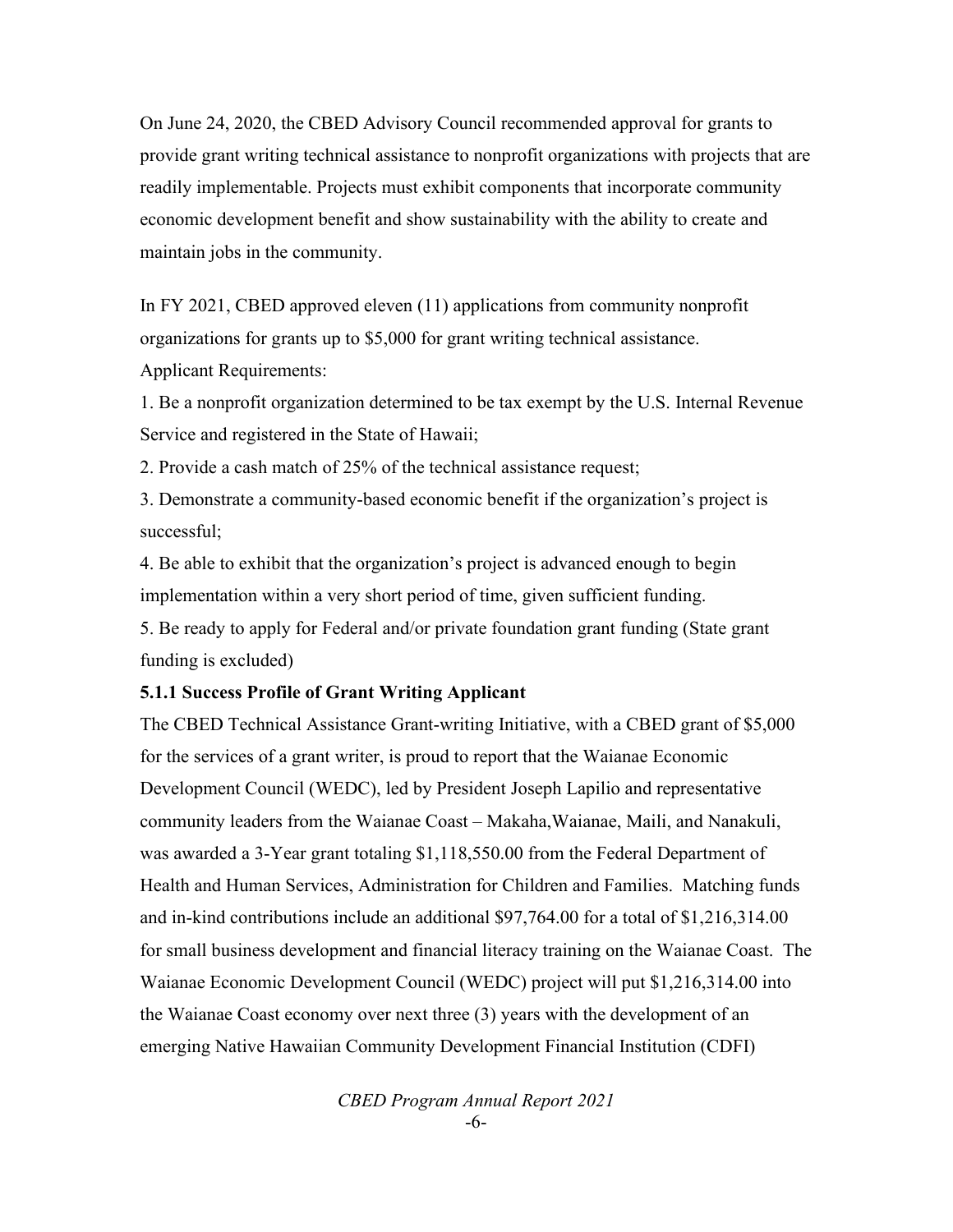On June 24, 2020, the CBED Advisory Council recommended approval for grants to provide grant writing technical assistance to nonprofit organizations with projects that are readily implementable. Projects must exhibit components that incorporate community economic development benefit and show sustainability with the ability to create and maintain jobs in the community.

In FY 2021, CBED approved eleven (11) applications from community nonprofit organizations for grants up to $5,000 for grant writing technical assistance.

Applicant Requirements:

1. Be a nonprofit organization determined to be tax exempt by the U.S. Internal Revenue Service and registered in the State of Hawaii;
2. Provide a cash match of 25% of the technical assistance request;
3. Demonstrate a community-based economic benefit if the organization's project is successful;
4. Be able to exhibit that the organization's project is advanced enough to begin implementation within a very short period of time, given sufficient funding.
5. Be ready to apply for Federal and/or private foundation grant funding (State grant funding is excluded)

**5.1.1 Success Profile of Grant Writing Applicant**

The CBED Technical Assistance Grant-writing Initiative, with a CBED grant of $5,000 for the services of a grant writer, is proud to report that the Waianae Economic Development Council (WEDC), led by President Joseph Lapilio and representative community leaders from the Waianae Coast – Makaha,Waianae, Maili, and Nanakuli, was awarded a 3-Year grant totaling $1,118,550.00 from the Federal Department of Health and Human Services, Administration for Children and Families. Matching funds and in-kind contributions include an additional $97,764.00 for a total of $1,216,314.00 for small business development and financial literacy training on the Waianae Coast. The Waianae Economic Development Council (WEDC) project will put $1,216,314.00 into the Waianae Coast economy over next three (3) years with the development of an emerging Native Hawaiian Community Development Financial Institution (CDFI)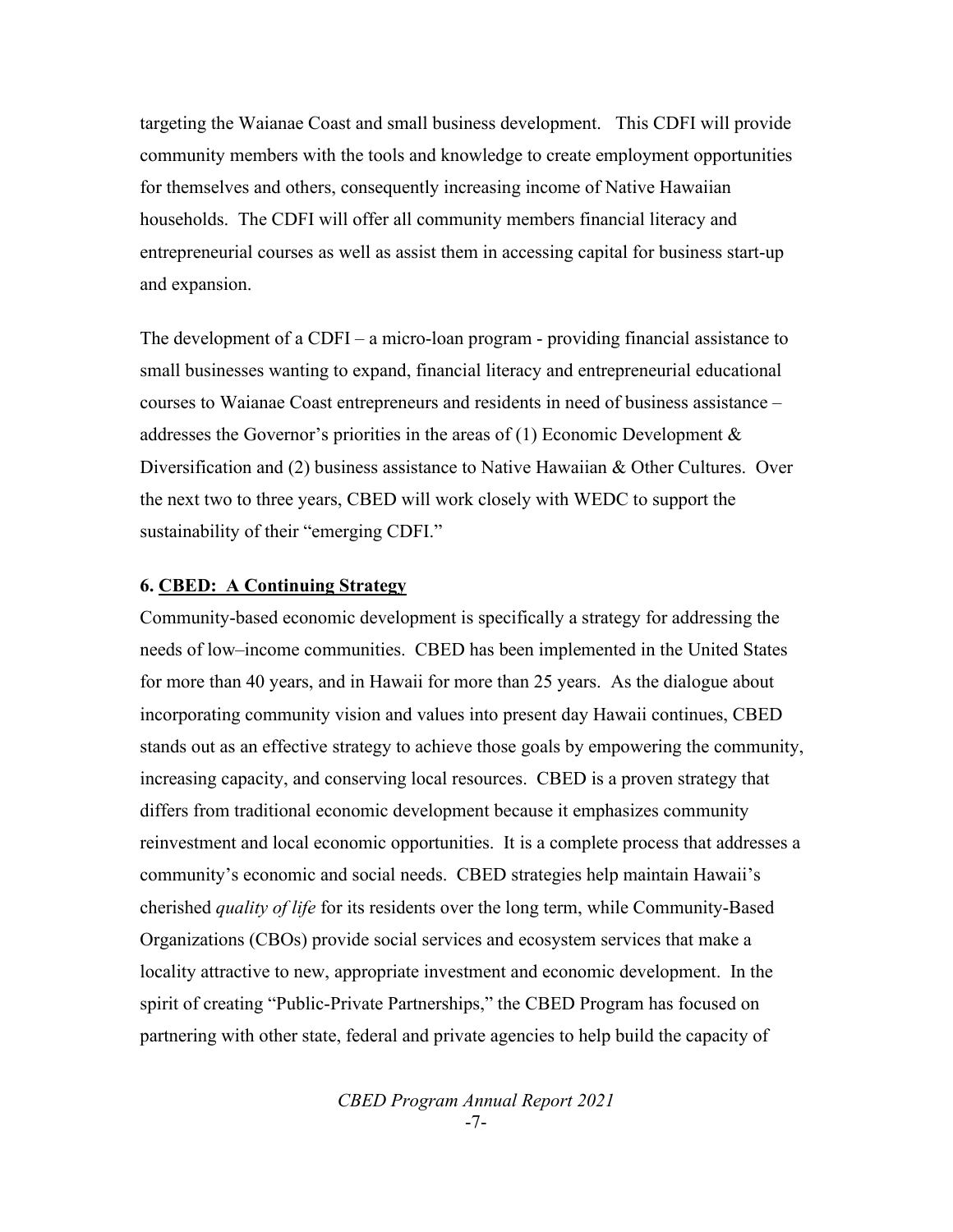targeting the Waianae Coast and small business development. This CDFI will provide community members with the tools and knowledge to create employment opportunities for themselves and others, consequently increasing income of Native Hawaiian households. The CDFI will offer all community members financial literacy and entrepreneurial courses as well as assist them in accessing capital for business start-up and expansion.

The development of a CDFI – a micro-loan program - providing financial assistance to small businesses wanting to expand, financial literacy and entrepreneurial educational courses to Waianae Coast entrepreneurs and residents in need of business assistance – addresses the Governor's priorities in the areas of (1) Economic Development & Diversification and (2) business assistance to Native Hawaiian & Other Cultures. Over the next two to three years, CBED will work closely with WEDC to support the sustainability of their "emerging CDFI."

### 6. CBED: A Continuing Strategy

Community-based economic development is specifically a strategy for addressing the needs of low–income communities. CBED has been implemented in the United States for more than 40 years, and in Hawaii for more than 25 years. As the dialogue about incorporating community vision and values into present day Hawaii continues, CBED stands out as an effective strategy to achieve those goals by empowering the community, increasing capacity, and conserving local resources. CBED is a proven strategy that differs from traditional economic development because it emphasizes community reinvestment and local economic opportunities. It is a complete process that addresses a community's economic and social needs. CBED strategies help maintain Hawaii's cherished *quality of life* for its residents over the long term, while Community-Based Organizations (CBOs) provide social services and ecosystem services that make a locality attractive to new, appropriate investment and economic development. In the spirit of creating "Public-Private Partnerships," the CBED Program has focused on partnering with other state, federal and private agencies to help build the capacity of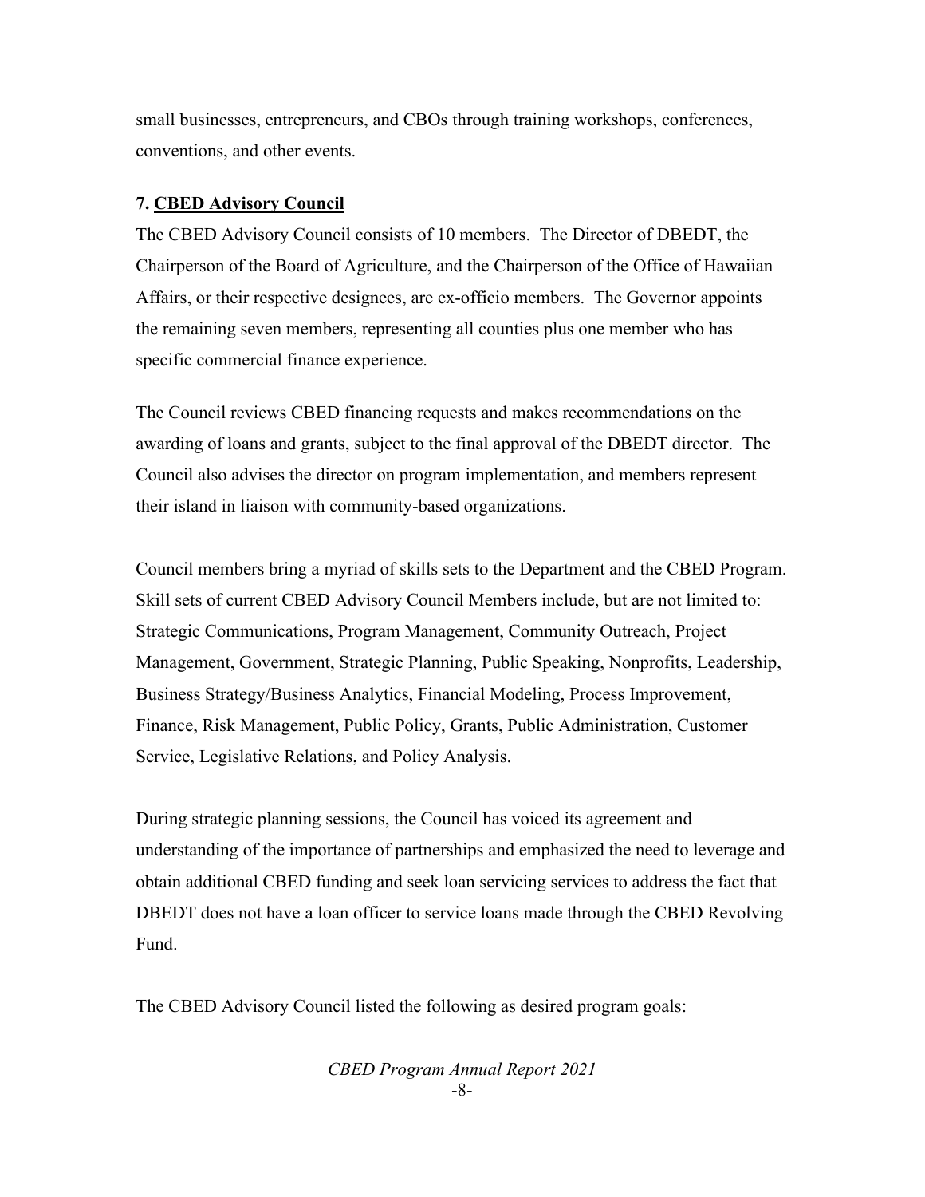small businesses, entrepreneurs, and CBOs through training workshops, conferences, conventions, and other events.

### 7. CBED Advisory Council

The CBED Advisory Council consists of 10 members. The Director of DBEDT, the Chairperson of the Board of Agriculture, and the Chairperson of the Office of Hawaiian Affairs, or their respective designees, are ex-officio members. The Governor appoints the remaining seven members, representing all counties plus one member who has specific commercial finance experience.

The Council reviews CBED financing requests and makes recommendations on the awarding of loans and grants, subject to the final approval of the DBEDT director. The Council also advises the director on program implementation, and members represent their island in liaison with community-based organizations.

Council members bring a myriad of skills sets to the Department and the CBED Program. Skill sets of current CBED Advisory Council Members include, but are not limited to: Strategic Communications, Program Management, Community Outreach, Project Management, Government, Strategic Planning, Public Speaking, Nonprofits, Leadership, Business Strategy/Business Analytics, Financial Modeling, Process Improvement, Finance, Risk Management, Public Policy, Grants, Public Administration, Customer Service, Legislative Relations, and Policy Analysis.

During strategic planning sessions, the Council has voiced its agreement and understanding of the importance of partnerships and emphasized the need to leverage and obtain additional CBED funding and seek loan servicing services to address the fact that DBEDT does not have a loan officer to service loans made through the CBED Revolving Fund.

The CBED Advisory Council listed the following as desired program goals: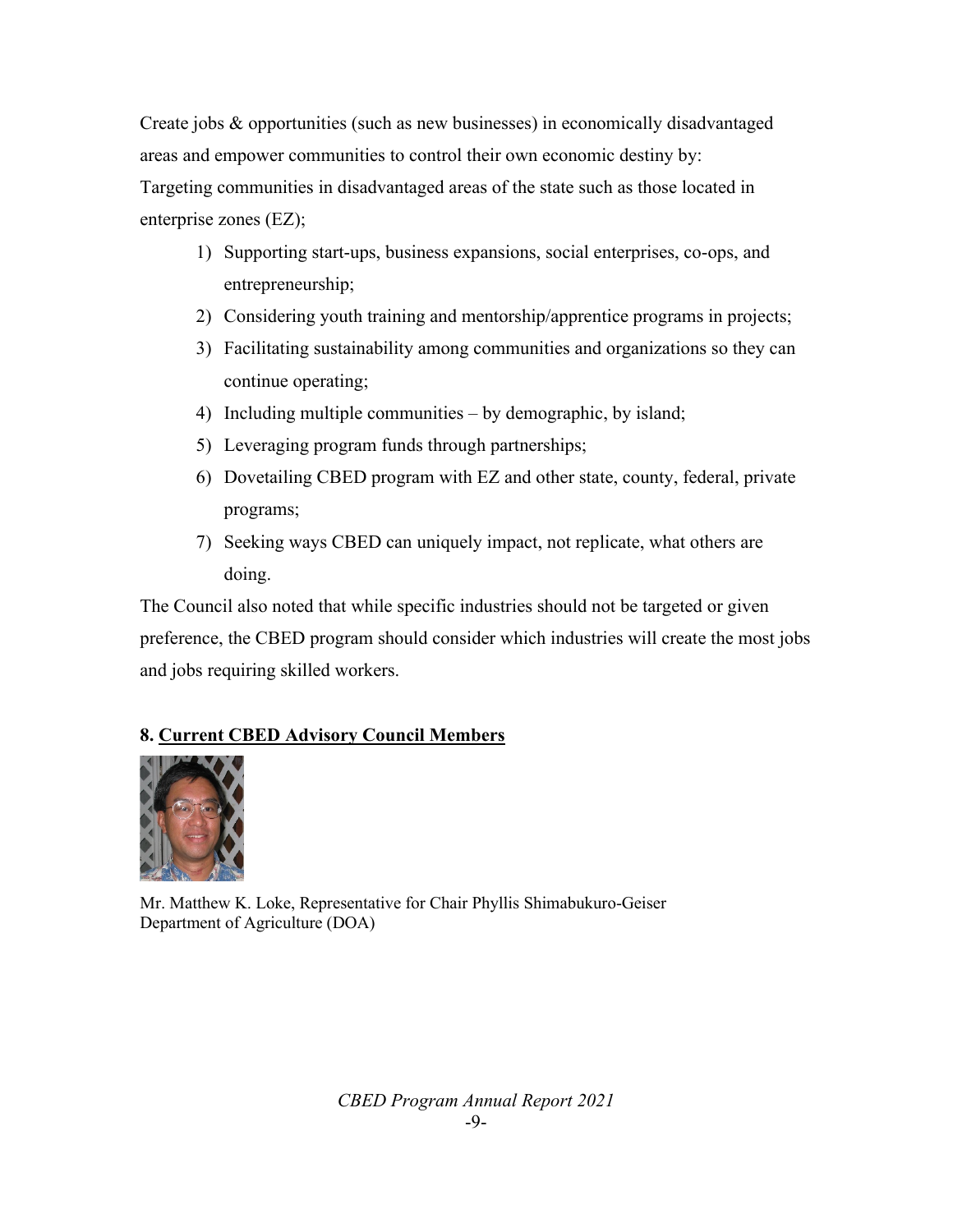Create jobs & opportunities (such as new businesses) in economically disadvantaged areas and empower communities to control their own economic destiny by:
Targeting communities in disadvantaged areas of the state such as those located in enterprise zones (EZ);

1) Supporting start-ups, business expansions, social enterprises, co-ops, and entrepreneurship;
2) Considering youth training and mentorship/apprentice programs in projects;
3) Facilitating sustainability among communities and organizations so they can continue operating;
4) Including multiple communities – by demographic, by island;
5) Leveraging program funds through partnerships;
6) Dovetailing CBED program with EZ and other state, county, federal, private programs;
7) Seeking ways CBED can uniquely impact, not replicate, what others are doing.

The Council also noted that while specific industries should not be targeted or given preference, the CBED program should consider which industries will create the most jobs and jobs requiring skilled workers.

## 8. Current CBED Advisory Council Members

Mr. Matthew K. Loke, Representative for Chair Phyllis Shimabukuro-Geiser
Department of Agriculture (DOA)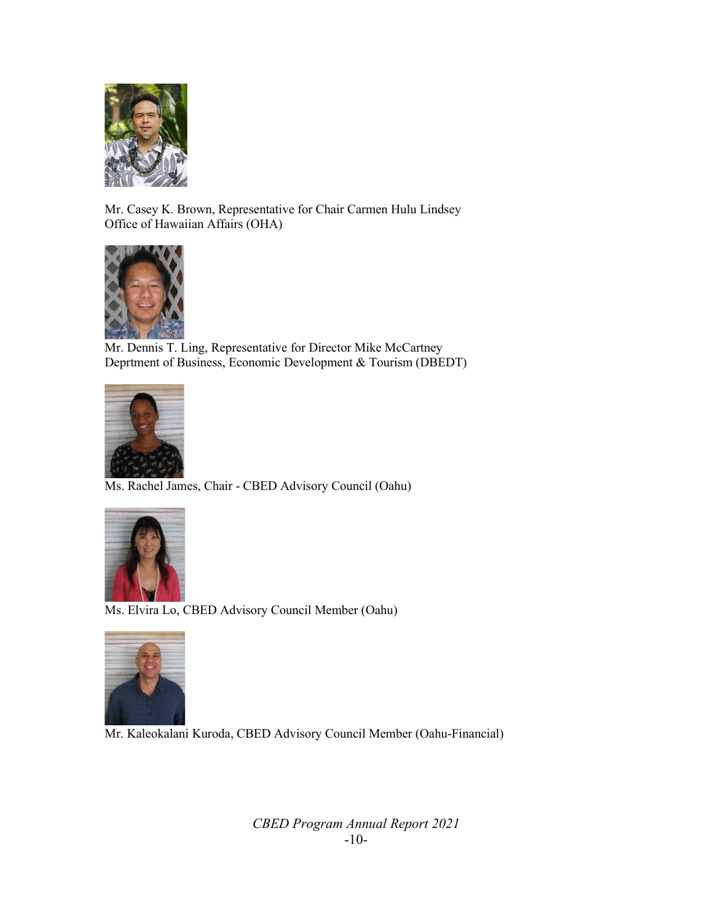Mr. Casey K. Brown, Representative for Chair Carmen Hulu Lindsey
Office of Hawaiian Affairs (OHA)

Mr. Dennis T. Ling, Representative for Director Mike McCartney
Deprtment of Business, Economic Development & Tourism (DBEDT)

Ms. Rachel James, Chair - CBED Advisory Council (Oahu)

Ms. Elvira Lo, CBED Advisory Council Member (Oahu)

Mr. Kaleokalani Kuroda, CBED Advisory Council Member (Oahu-Financial)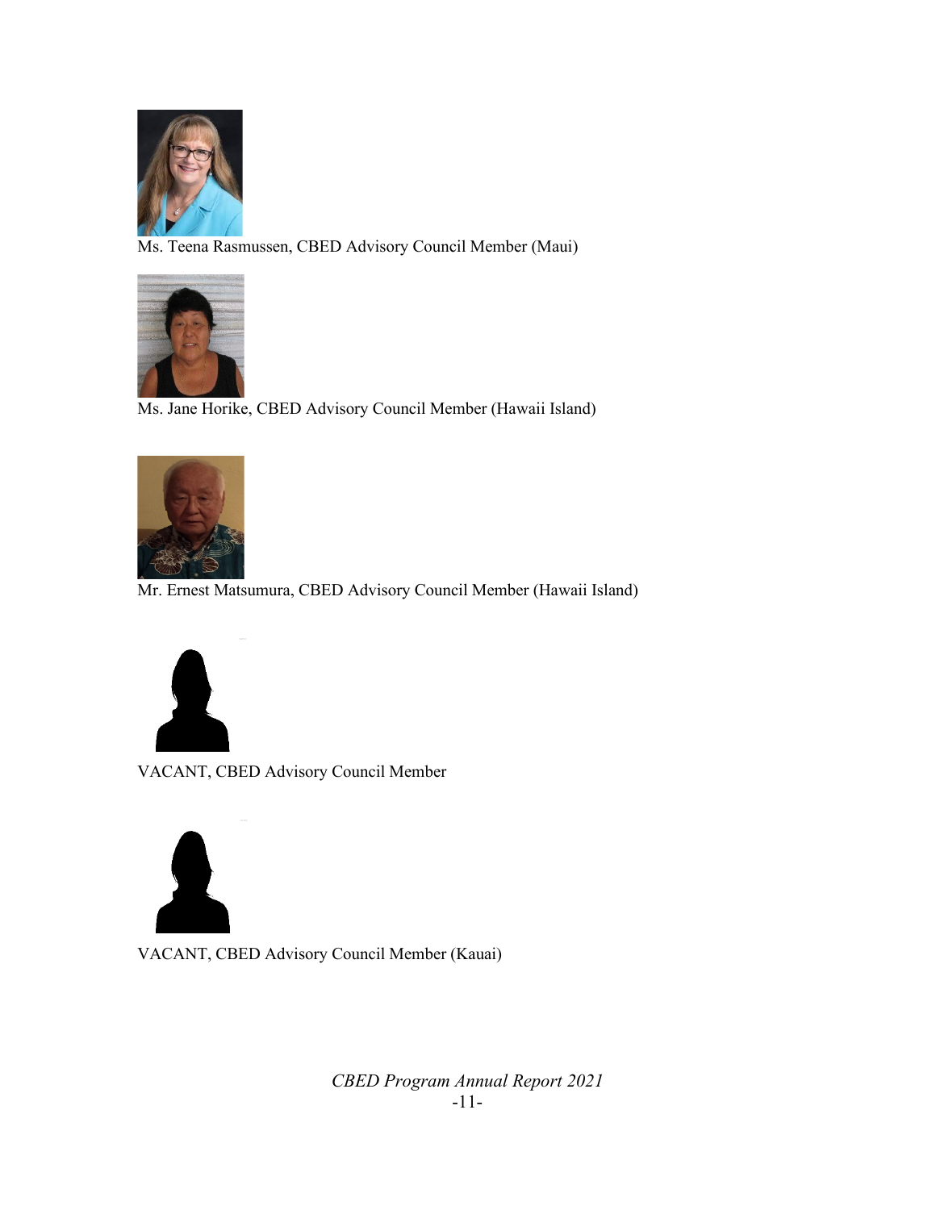Ms. Teena Rasmussen, CBED Advisory Council Member (Maui)

Ms. Jane Horike, CBED Advisory Council Member (Hawaii Island)

Mr. Ernest Matsumura, CBED Advisory Council Member (Hawaii Island)

VACANT, CBED Advisory Council Member

VACANT, CBED Advisory Council Member (Kauai)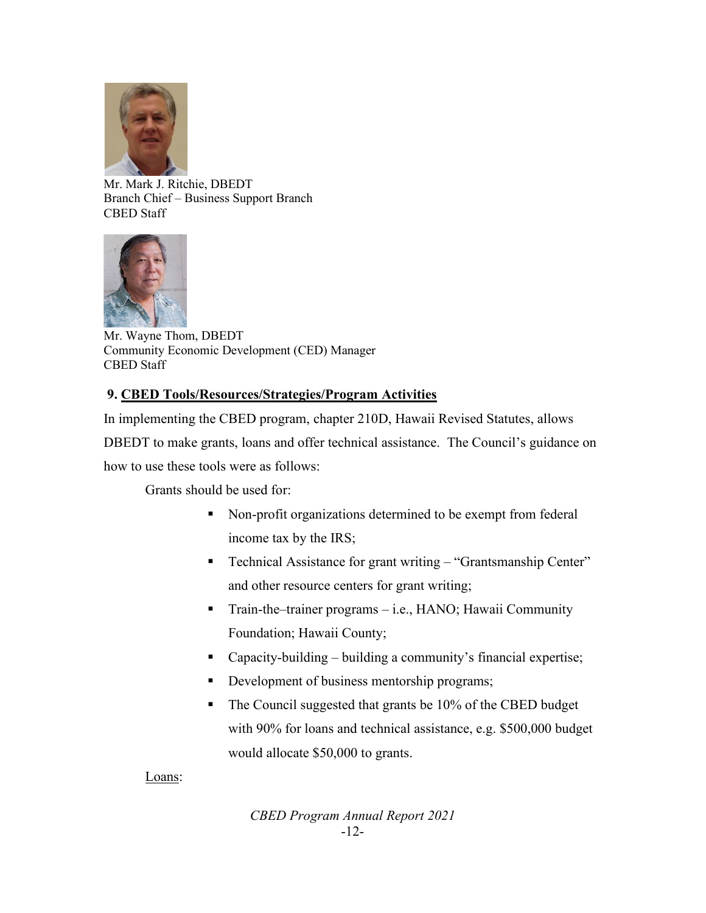Mr. Mark J. Ritchie, DBEDT
Branch Chief – Business Support Branch
CBED Staff

Mr. Wayne Thom, DBEDT
Community Economic Development (CED) Manager
CBED Staff

## 9. CBED Tools/Resources/Strategies/Program Activities

In implementing the CBED program, chapter 210D, Hawaii Revised Statutes, allows DBEDT to make grants, loans and offer technical assistance. The Council's guidance on how to use these tools were as follows:

Grants should be used for:

- Non-profit organizations determined to be exempt from federal income tax by the IRS;
- Technical Assistance for grant writing – "Grantsmanship Center" and other resource centers for grant writing;
- Train-the–trainer programs – i.e., HANO; Hawaii Community Foundation; Hawaii County;
- Capacity-building – building a community's financial expertise;
- Development of business mentorship programs;
- The Council suggested that grants be 10% of the CBED budget with 90% for loans and technical assistance, e.g. $500,000 budget would allocate $50,000 to grants.

Loans: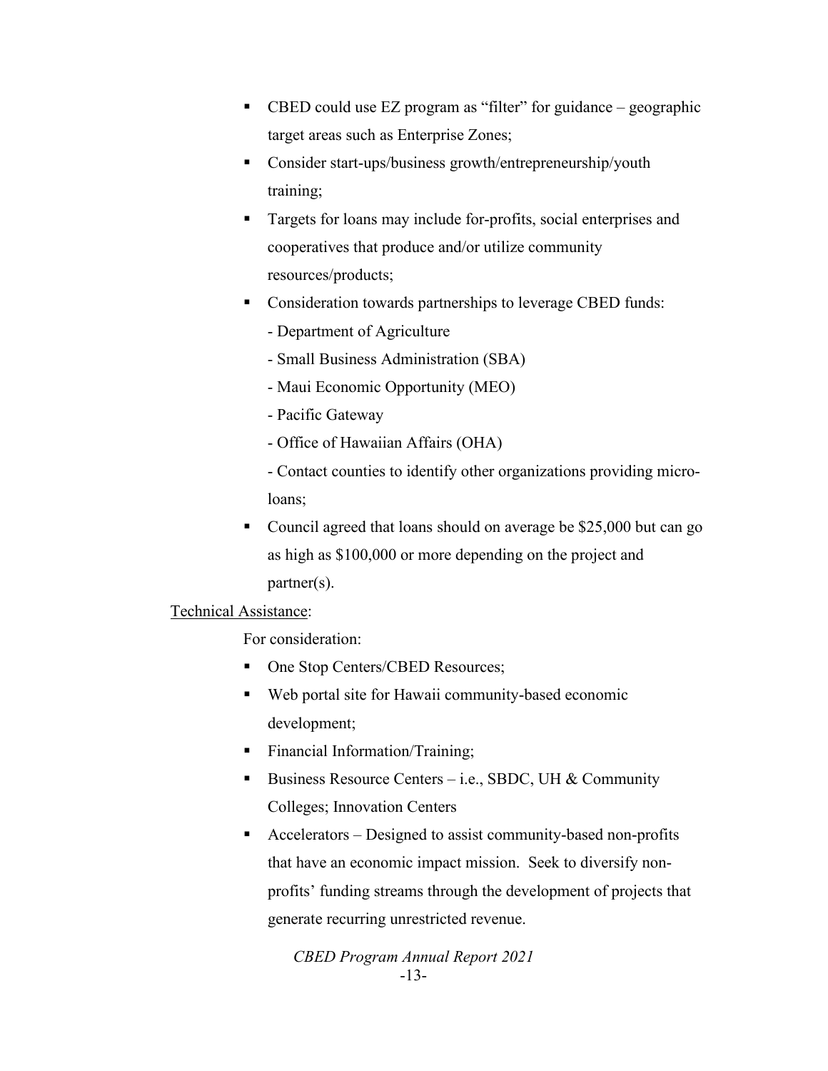- CBED could use EZ program as "filter" for guidance – geographic target areas such as Enterprise Zones;
- Consider start-ups/business growth/entrepreneurship/youth training;
- Targets for loans may include for-profits, social enterprises and cooperatives that produce and/or utilize community resources/products;
- Consideration towards partnerships to leverage CBED funds:
  - Department of Agriculture
  - Small Business Administration (SBA)
  - Maui Economic Opportunity (MEO)
  - Pacific Gateway
  - Office of Hawaiian Affairs (OHA)
  - Contact counties to identify other organizations providing micro-loans;
- Council agreed that loans should on average be $25,000 but can go as high as $100,000 or more depending on the project and partner(s).

<u>Technical Assistance</u>:

For consideration:

- One Stop Centers/CBED Resources;
- Web portal site for Hawaii community-based economic development;
- Financial Information/Training;
- Business Resource Centers – i.e., SBDC, UH & Community Colleges; Innovation Centers
- Accelerators – Designed to assist community-based non-profits that have an economic impact mission. Seek to diversify non-profits' funding streams through the development of projects that generate recurring unrestricted revenue.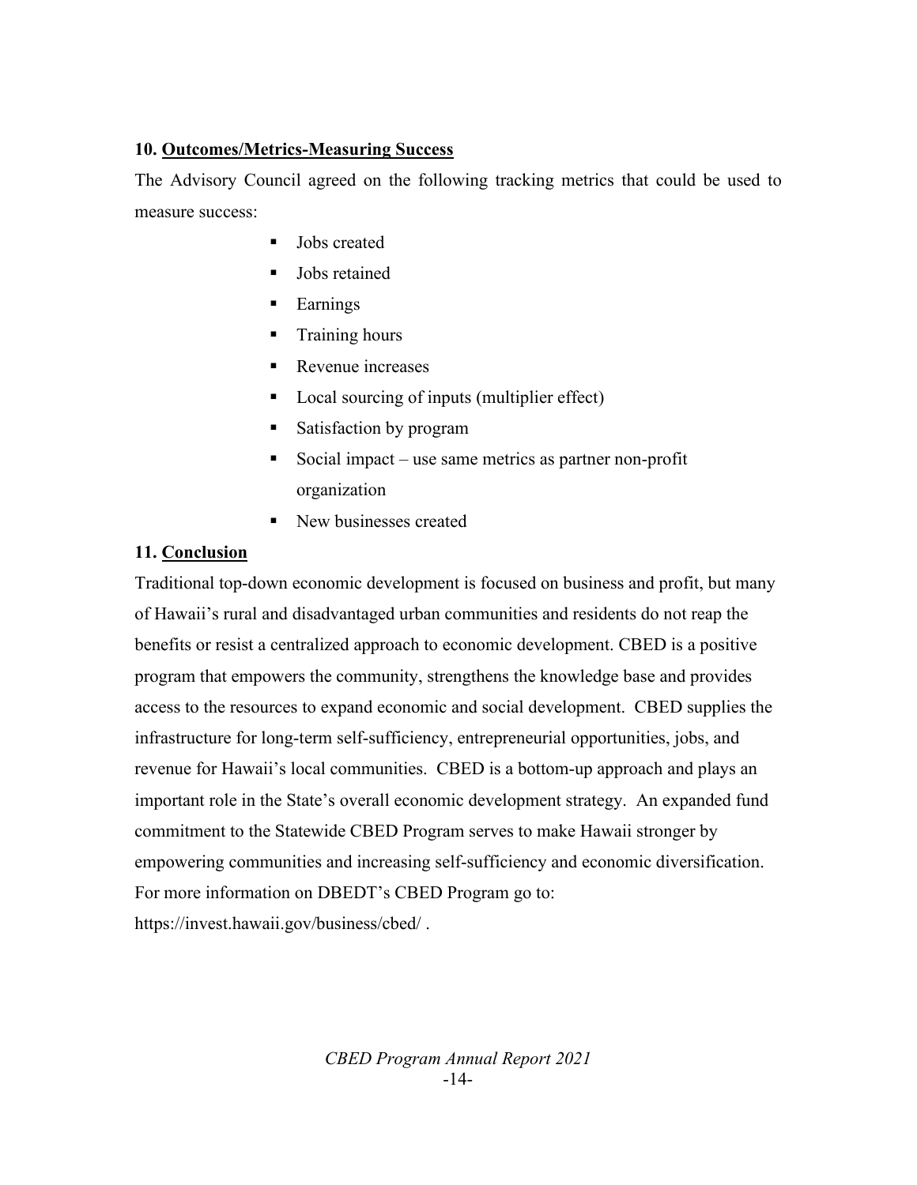## 10. Outcomes/Metrics-Measuring Success

The Advisory Council agreed on the following tracking metrics that could be used to measure success:

- Jobs created
- Jobs retained
- Earnings
- Training hours
- Revenue increases
- Local sourcing of inputs (multiplier effect)
- Satisfaction by program
- Social impact – use same metrics as partner non-profit organization
- New businesses created

## 11. Conclusion

Traditional top-down economic development is focused on business and profit, but many of Hawaii's rural and disadvantaged urban communities and residents do not reap the benefits or resist a centralized approach to economic development. CBED is a positive program that empowers the community, strengthens the knowledge base and provides access to the resources to expand economic and social development. CBED supplies the infrastructure for long-term self-sufficiency, entrepreneurial opportunities, jobs, and revenue for Hawaii's local communities. CBED is a bottom-up approach and plays an important role in the State's overall economic development strategy. An expanded fund commitment to the Statewide CBED Program serves to make Hawaii stronger by empowering communities and increasing self-sufficiency and economic diversification. For more information on DBEDT's CBED Program go to: https://invest.hawaii.gov/business/cbed/ .